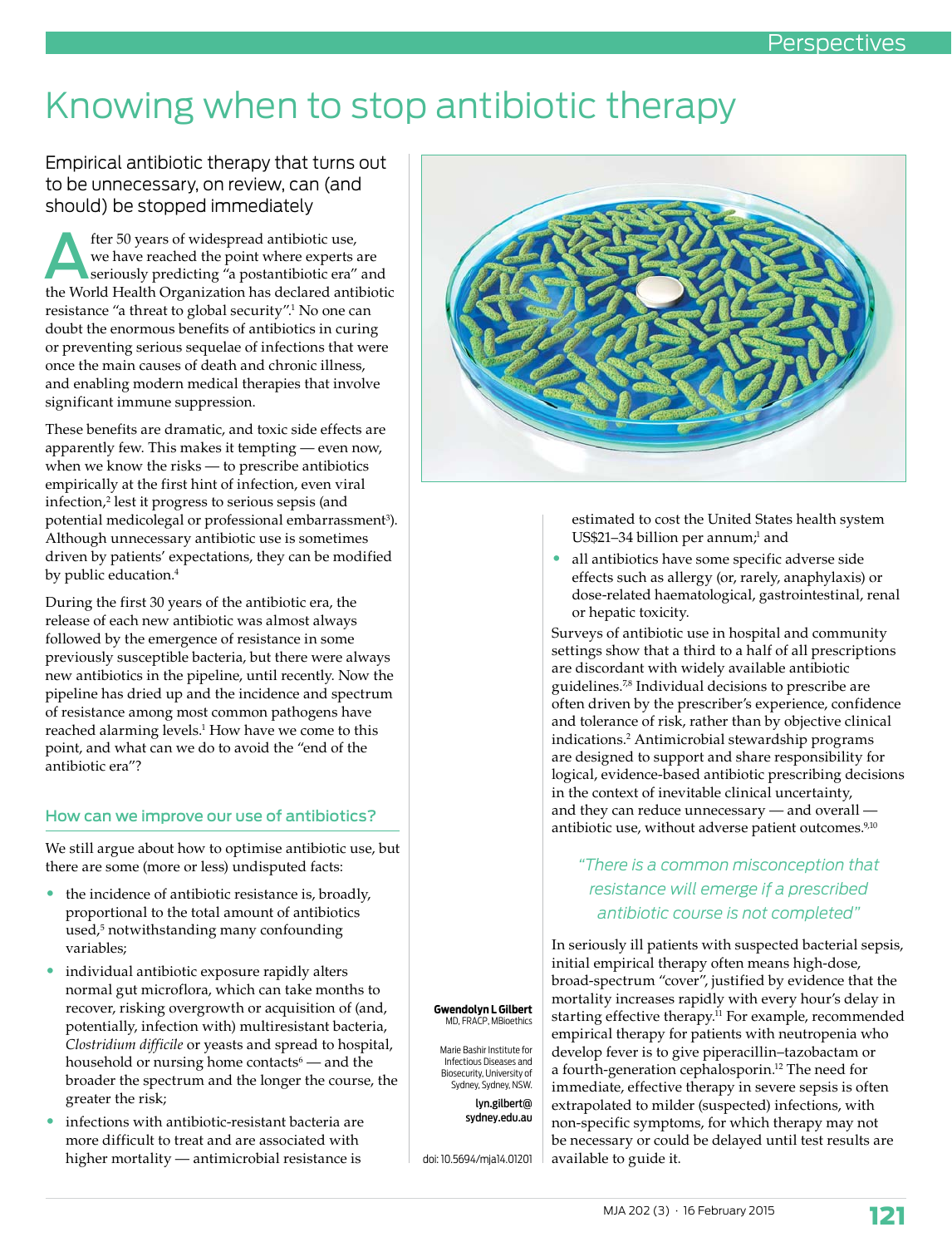# Knowing when to stop antibiotic therapy

Empirical antibiotic therapy that turns out to be unnecessary, on review, can (and should) be stopped immediately

After 50 years of widespread antibiotic use, we have reached the point where experts are seriously predicting "a postantibiotic era" and the World Health Organization has declared antibiotic resistance "a threat to global security".[1] No one can doubt the enormous benefits of antibiotics in curing or preventing serious sequelae of infections that were once the main causes of death and chronic illness, and enabling modern medical therapies that involve significant immune suppression.

These benefits are dramatic, and toxic side effects are apparently few. This makes it tempting — even now, when we know the risks — to prescribe antibiotics empirically at the first hint of infection, even viral infection,[2] lest it progress to serious sepsis (and potential medicolegal or professional embarrassment[3]). Although unnecessary antibiotic use is sometimes driven by patients' expectations, they can be modified by public education.[4]

During the first 30 years of the antibiotic era, the release of each new antibiotic was almost always followed by the emergence of resistance in some previously susceptible bacteria, but there were always new antibiotics in the pipeline, until recently. Now the pipeline has dried up and the incidence and spectrum of resistance among most common pathogens have reached alarming levels.[1] How have we come to this point, and what can we do to avoid the "end of the antibiotic era"?

## How can we improve our use of antibiotics?

We still argue about how to optimise antibiotic use, but there are some (more or less) undisputed facts:

- the incidence of antibiotic resistance is, broadly, proportional to the total amount of antibiotics used,[5] notwithstanding many confounding variables;
- individual antibiotic exposure rapidly alters normal gut microflora, which can take months to recover, risking overgrowth or acquisition of (and, potentially, infection with) multiresistant bacteria, *Clostridium difficile* or yeasts and spread to hospital, household or nursing home contacts[6] — and the broader the spectrum and the longer the course, the greater the risk;
- infections with antibiotic-resistant bacteria are more difficult to treat and are associated with higher mortality — antimicrobial resistance is estimated to cost the United States health system US$21–34 billion per annum;[1] and
- all antibiotics have some specific adverse side effects such as allergy (or, rarely, anaphylaxis) or dose-related haematological, gastrointestinal, renal or hepatic toxicity.

Surveys of antibiotic use in hospital and community settings show that a third to a half of all prescriptions are discordant with widely available antibiotic guidelines.[7,8] Individual decisions to prescribe are often driven by the prescriber's experience, confidence and tolerance of risk, rather than by objective clinical indications.[2] Antimicrobial stewardship programs are designed to support and share responsibility for logical, evidence-based antibiotic prescribing decisions in the context of inevitable clinical uncertainty, and they can reduce unnecessary — and overall — antibiotic use, without adverse patient outcomes.[9,10]

*"There is a common misconception that resistance will emerge if a prescribed antibiotic course is not completed"*

In seriously ill patients with suspected bacterial sepsis, initial empirical therapy often means high-dose, broad-spectrum "cover", justified by evidence that the mortality increases rapidly with every hour's delay in starting effective therapy.[11] For example, recommended empirical therapy for patients with neutropenia who develop fever is to give piperacillin–tazobactam or a fourth-generation cephalosporin.[12] The need for immediate, effective therapy in severe sepsis is often extrapolated to milder (suspected) infections, with non-specific symptoms, for which therapy may not be necessary or could be delayed until test results are available to guide it.

**Gwendolyn L Gilbert**
MD, FRACP, MBioethics

Marie Bashir Institute for Infectious Diseases and Biosecurity, University of Sydney, Sydney, NSW.

lyn.gilbert@sydney.edu.au

doi: 10.5694/mja14.01201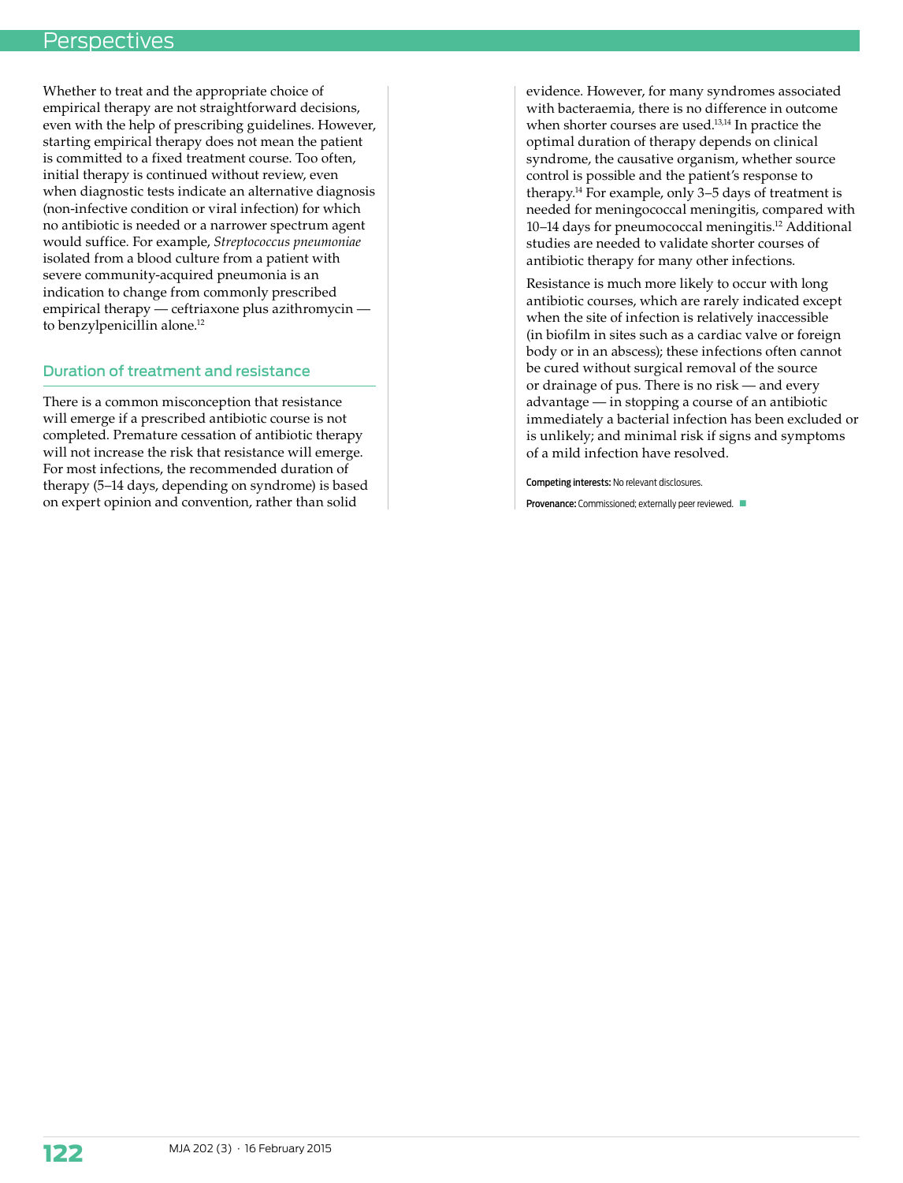Whether to treat and the appropriate choice of empirical therapy are not straightforward decisions, even with the help of prescribing guidelines. However, starting empirical therapy does not mean the patient is committed to a fixed treatment course. Too often, initial therapy is continued without review, even when diagnostic tests indicate an alternative diagnosis (non-infective condition or viral infection) for which no antibiotic is needed or a narrower spectrum agent would suffice. For example, *Streptococcus pneumoniae* isolated from a blood culture from a patient with severe community-acquired pneumonia is an indication to change from commonly prescribed empirical therapy — ceftriaxone plus azithromycin — to benzylpenicillin alone.[12]

## Duration of treatment and resistance

There is a common misconception that resistance will emerge if a prescribed antibiotic course is not completed. Premature cessation of antibiotic therapy will not increase the risk that resistance will emerge. For most infections, the recommended duration of therapy (5–14 days, depending on syndrome) is based on expert opinion and convention, rather than solid evidence. However, for many syndromes associated with bacteraemia, there is no difference in outcome when shorter courses are used.[13,14] In practice the optimal duration of therapy depends on clinical syndrome, the causative organism, whether source control is possible and the patient's response to therapy.[14] For example, only 3–5 days of treatment is needed for meningococcal meningitis, compared with 10–14 days for pneumococcal meningitis.[12] Additional studies are needed to validate shorter courses of antibiotic therapy for many other infections.

Resistance is much more likely to occur with long antibiotic courses, which are rarely indicated except when the site of infection is relatively inaccessible (in biofilm in sites such as a cardiac valve or foreign body or in an abscess); these infections often cannot be cured without surgical removal of the source or drainage of pus. There is no risk — and every advantage — in stopping a course of an antibiotic immediately a bacterial infection has been excluded or is unlikely; and minimal risk if signs and symptoms of a mild infection have resolved.

**Competing interests:** No relevant disclosures.

**Provenance:** Commissioned; externally peer reviewed.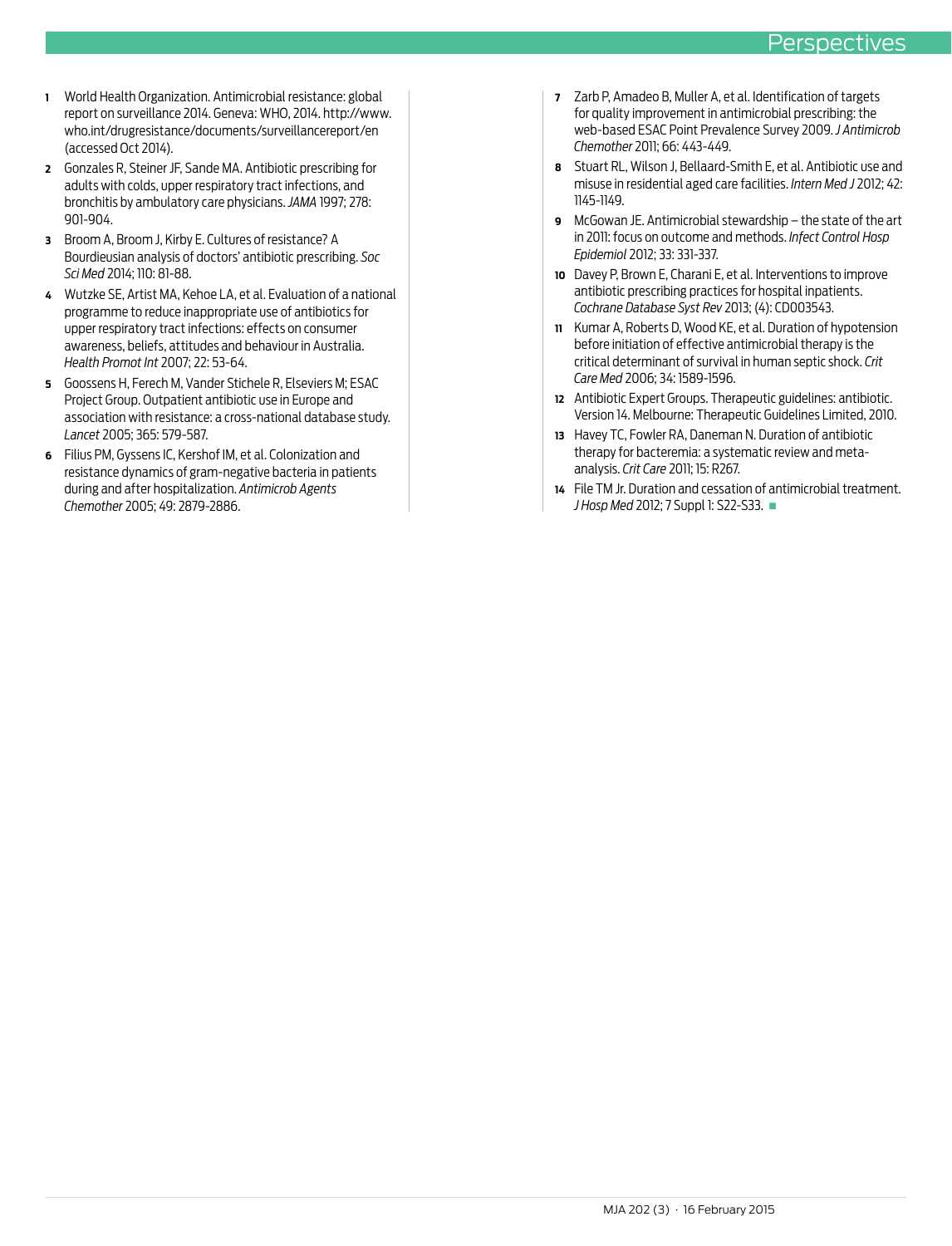1. World Health Organization. Antimicrobial resistance: global report on surveillance 2014. Geneva: WHO, 2014. http://www.who.int/drugresistance/documents/surveillancereport/en (accessed Oct 2014).
2. Gonzales R, Steiner JF, Sande MA. Antibiotic prescribing for adults with colds, upper respiratory tract infections, and bronchitis by ambulatory care physicians. *JAMA* 1997; 278: 901-904.
3. Broom A, Broom J, Kirby E. Cultures of resistance? A Bourdieusian analysis of doctors' antibiotic prescribing. *Soc Sci Med* 2014; 110: 81-88.
4. Wutzke SE, Artist MA, Kehoe LA, et al. Evaluation of a national programme to reduce inappropriate use of antibiotics for upper respiratory tract infections: effects on consumer awareness, beliefs, attitudes and behaviour in Australia. *Health Promot Int* 2007; 22: 53-64.
5. Goossens H, Ferech M, Vander Stichele R, Elseviers M; ESAC Project Group. Outpatient antibiotic use in Europe and association with resistance: a cross-national database study. *Lancet* 2005; 365: 579-587.
6. Filius PM, Gyssens IC, Kershof IM, et al. Colonization and resistance dynamics of gram-negative bacteria in patients during and after hospitalization. *Antimicrob Agents Chemother* 2005; 49: 2879-2886.
7. Zarb P, Amadeo B, Muller A, et al. Identification of targets for quality improvement in antimicrobial prescribing: the web-based ESAC Point Prevalence Survey 2009. *J Antimicrob Chemother* 2011; 66: 443-449.
8. Stuart RL, Wilson J, Bellaard-Smith E, et al. Antibiotic use and misuse in residential aged care facilities. *Intern Med J* 2012; 42: 1145-1149.
9. McGowan JE. Antimicrobial stewardship – the state of the art in 2011: focus on outcome and methods. *Infect Control Hosp Epidemiol* 2012; 33: 331-337.
10. Davey P, Brown E, Charani E, et al. Interventions to improve antibiotic prescribing practices for hospital inpatients. *Cochrane Database Syst Rev* 2013; (4): CD003543.
11. Kumar A, Roberts D, Wood KE, et al. Duration of hypotension before initiation of effective antimicrobial therapy is the critical determinant of survival in human septic shock. *Crit Care Med* 2006; 34: 1589-1596.
12. Antibiotic Expert Groups. Therapeutic guidelines: antibiotic. Version 14. Melbourne: Therapeutic Guidelines Limited, 2010.
13. Havey TC, Fowler RA, Daneman N. Duration of antibiotic therapy for bacteremia: a systematic review and meta-analysis. *Crit Care* 2011; 15: R267.
14. File TM Jr. Duration and cessation of antimicrobial treatment. *J Hosp Med* 2012; 7 Suppl 1: S22-S33. ■